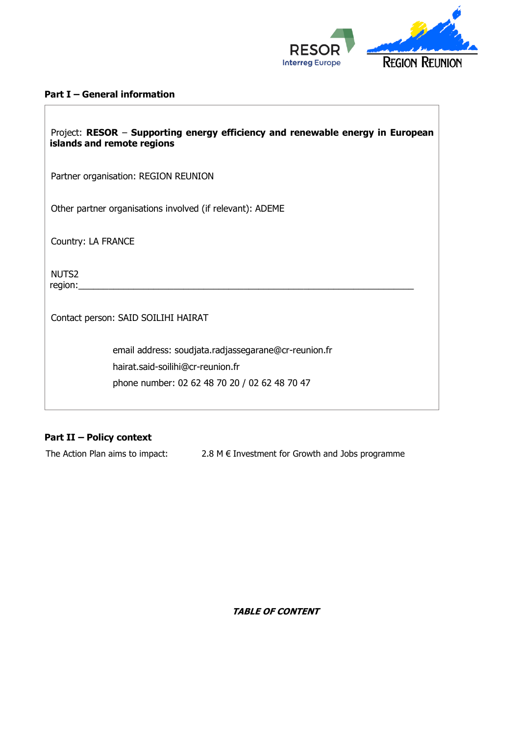## Part I – General information

Project: **RESOR** – **Supporting energy efficiency and renewable energy in European islands and remote regions**

Partner organisation: REGION REUNION

Other partner organisations involved (if relevant): ADEME

Country: LA FRANCE

NUTS2 region:\_\_\_\_\_\_\_\_\_\_\_\_\_\_\_\_\_\_\_\_\_\_\_\_\_\_\_\_\_\_\_\_\_\_\_\_\_\_\_\_\_\_\_\_\_\_\_\_\_\_\_\_\_\_\_\_\_\_\_\_\_\_\_\_

Contact person: SAID SOILIHI HAIRAT

email address: soudjata.radjassegarane@cr-reunion.fr
hairat.said-soilihi@cr-reunion.fr
phone number: 02 62 48 70 20 / 02 62 48 70 47

## Part II – Policy context

The Action Plan aims to impact: 2.8 M € Investment for Growth and Jobs programme

***TABLE OF CONTENT***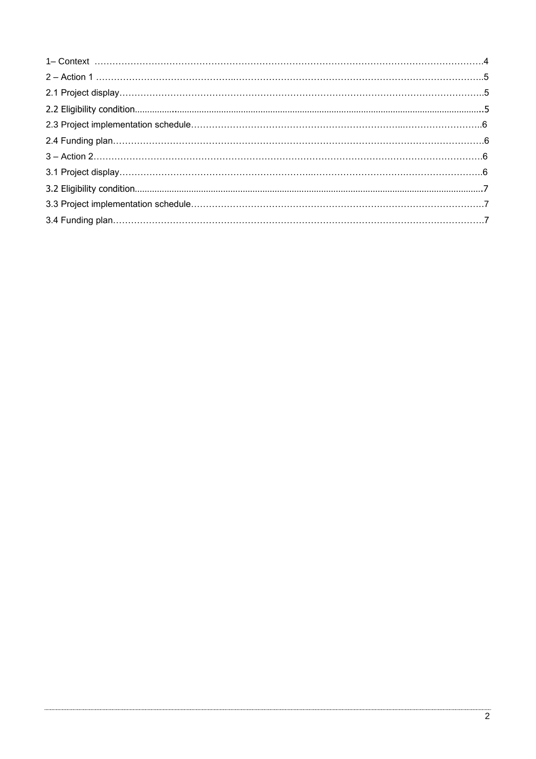1– Context ……………………………………………………………………………………………………………4

2 – Action 1 ……………………………………………………………………………………………………….5

2.1 Project display…………………………………………………………………………………………………5

2.2 Eligibility condition……………………………………………………………………………………………5

2.3 Project implementation schedule……………………………………………………………………………6

2.4 Funding plan…………………………………………………………………………………………………6

3 – Action 2……………………………………………………………………………………………………….6

3.1 Project display…………………………………………………………………………………………………6

3.2 Eligibility condition……………………………………………………………………………………………7

3.3 Project implementation schedule……………………………………………………………………………7

3.4 Funding plan…………………………………………………………………………………………………7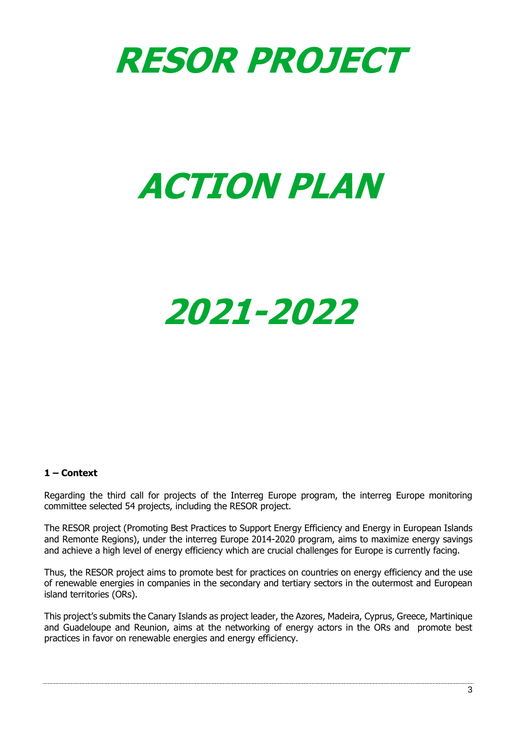# RESOR PROJECT

# ACTION PLAN

# 2021-2022

**1 – Context**

Regarding the third call for projects of the Interreg Europe program, the interreg Europe monitoring committee selected 54 projects, including the RESOR project.

The RESOR project (Promoting Best Practices to Support Energy Efficiency and Energy in European Islands and Remonte Regions), under the interreg Europe 2014-2020 program, aims to maximize energy savings and achieve a high level of energy efficiency which are crucial challenges for Europe is currently facing.

Thus, the RESOR project aims to promote best for practices on countries on energy efficiency and the use of renewable energies in companies in the secondary and tertiary sectors in the outermost and European island territories (ORs).

This project's submits the Canary Islands as project leader, the Azores, Madeira, Cyprus, Greece, Martinique and Guadeloupe and Reunion, aims at the networking of energy actors in the ORs and promote best practices in favor on renewable energies and energy efficiency.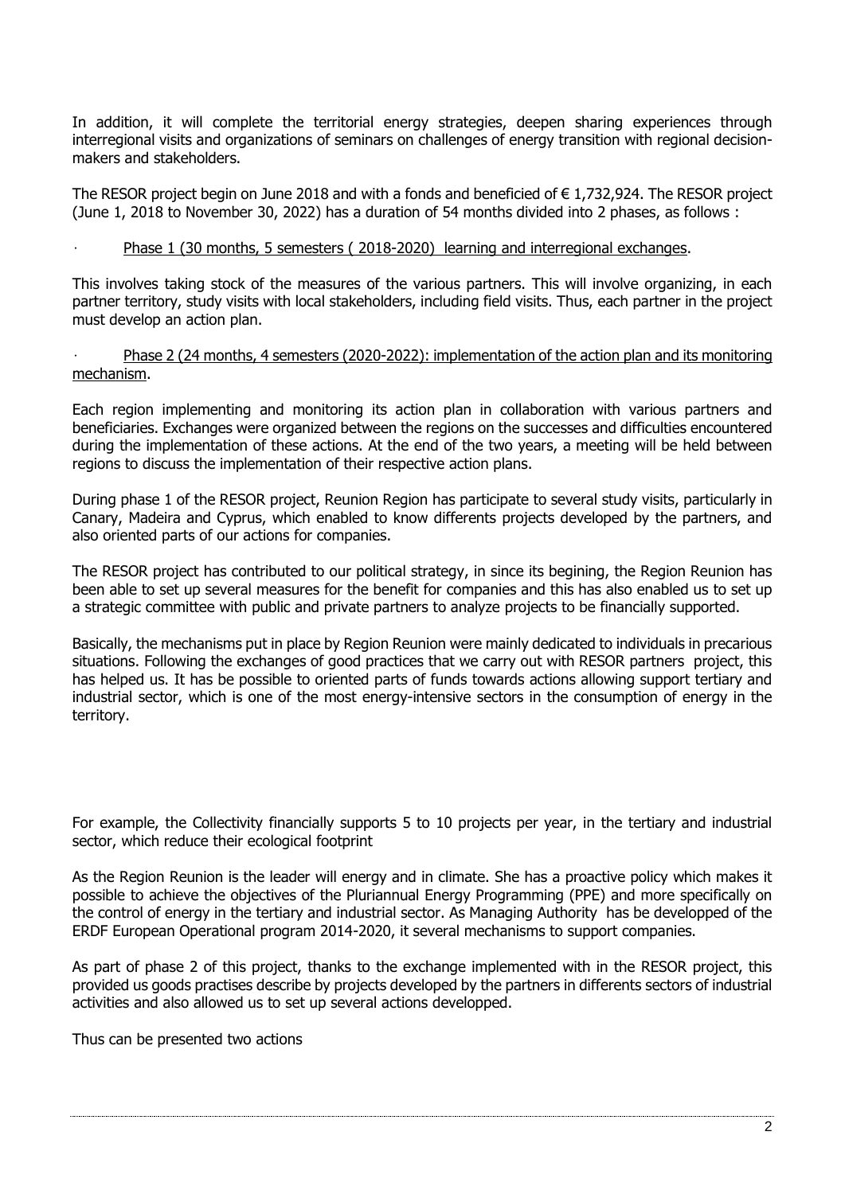In addition, it will complete the territorial energy strategies, deepen sharing experiences through interregional visits and organizations of seminars on challenges of energy transition with regional decision-makers and stakeholders.

The RESOR project begin on June 2018 and with a fonds and beneficied of € 1,732,924. The RESOR project (June 1, 2018 to November 30, 2022) has a duration of 54 months divided into 2 phases, as follows :

· Phase 1 (30 months, 5 semesters ( 2018-2020) learning and interregional exchanges.

This involves taking stock of the measures of the various partners. This will involve organizing, in each partner territory, study visits with local stakeholders, including field visits. Thus, each partner in the project must develop an action plan.

· Phase 2 (24 months, 4 semesters (2020-2022): implementation of the action plan and its monitoring mechanism.

Each region implementing and monitoring its action plan in collaboration with various partners and beneficiaries. Exchanges were organized between the regions on the successes and difficulties encountered during the implementation of these actions. At the end of the two years, a meeting will be held between regions to discuss the implementation of their respective action plans.

During phase 1 of the RESOR project, Reunion Region has participate to several study visits, particularly in Canary, Madeira and Cyprus, which enabled to know differents projects developed by the partners, and also oriented parts of our actions for companies.

The RESOR project has contributed to our political strategy, in since its begining, the Region Reunion has been able to set up several measures for the benefit for companies and this has also enabled us to set up a strategic committee with public and private partners to analyze projects to be financially supported.

Basically, the mechanisms put in place by Region Reunion were mainly dedicated to individuals in precarious situations. Following the exchanges of good practices that we carry out with RESOR partners project, this has helped us. It has be possible to oriented parts of funds towards actions allowing support tertiary and industrial sector, which is one of the most energy-intensive sectors in the consumption of energy in the territory.

For example, the Collectivity financially supports 5 to 10 projects per year, in the tertiary and industrial sector, which reduce their ecological footprint

As the Region Reunion is the leader will energy and in climate. She has a proactive policy which makes it possible to achieve the objectives of the Pluriannual Energy Programming (PPE) and more specifically on the control of energy in the tertiary and industrial sector. As Managing Authority has be developped of the ERDF European Operational program 2014-2020, it several mechanisms to support companies.

As part of phase 2 of this project, thanks to the exchange implemented with in the RESOR project, this provided us goods practises describe by projects developed by the partners in differents sectors of industrial activities and also allowed us to set up several actions developped.

Thus can be presented two actions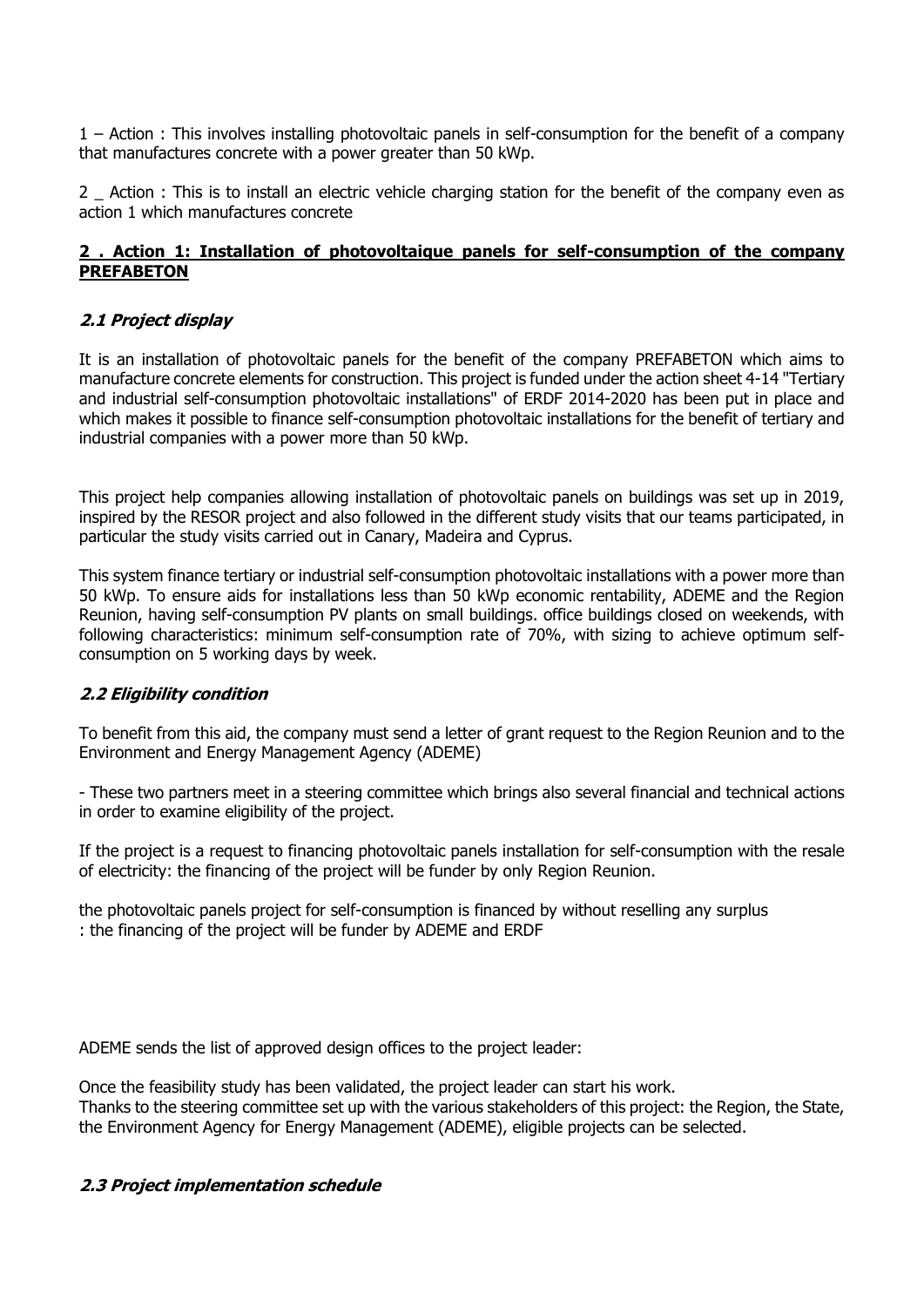1 – Action : This involves installing photovoltaic panels in self-consumption for the benefit of a company that manufactures concrete with a power greater than 50 kWp.

2 _ Action : This is to install an electric vehicle charging station for the benefit of the company even as action 1 which manufactures concrete

## **2 . Action 1: Installation of photovoltaique panels for self-consumption of the company PREFABETON**

### ***2.1 Project display***

It is an installation of photovoltaic panels for the benefit of the company PREFABETON which aims to manufacture concrete elements for construction. This project is funded under the action sheet 4-14 "Tertiary and industrial self-consumption photovoltaic installations" of ERDF 2014-2020 has been put in place and which makes it possible to finance self-consumption photovoltaic installations for the benefit of tertiary and industrial companies with a power more than 50 kWp.

This project help companies allowing installation of photovoltaic panels on buildings was set up in 2019, inspired by the RESOR project and also followed in the different study visits that our teams participated, in particular the study visits carried out in Canary, Madeira and Cyprus.

This system finance tertiary or industrial self-consumption photovoltaic installations with a power more than 50 kWp. To ensure aids for installations less than 50 kWp economic rentability, ADEME and the Region Reunion, having self-consumption PV plants on small buildings. office buildings closed on weekends, with following characteristics: minimum self-consumption rate of 70%, with sizing to achieve optimum self-consumption on 5 working days by week.

### ***2.2 Eligibility condition***

To benefit from this aid, the company must send a letter of grant request to the Region Reunion and to the Environment and Energy Management Agency (ADEME)

- These two partners meet in a steering committee which brings also several financial and technical actions in order to examine eligibility of the project.

If the project is a request to financing photovoltaic panels installation for self-consumption with the resale of electricity: the financing of the project will be funder by only Region Reunion.

the photovoltaic panels project for self-consumption is financed by without reselling any surplus
: the financing of the project will be funder by ADEME and ERDF

ADEME sends the list of approved design offices to the project leader:

Once the feasibility study has been validated, the project leader can start his work.
Thanks to the steering committee set up with the various stakeholders of this project: the Region, the State, the Environment Agency for Energy Management (ADEME), eligible projects can be selected.

### ***2.3 Project implementation schedule***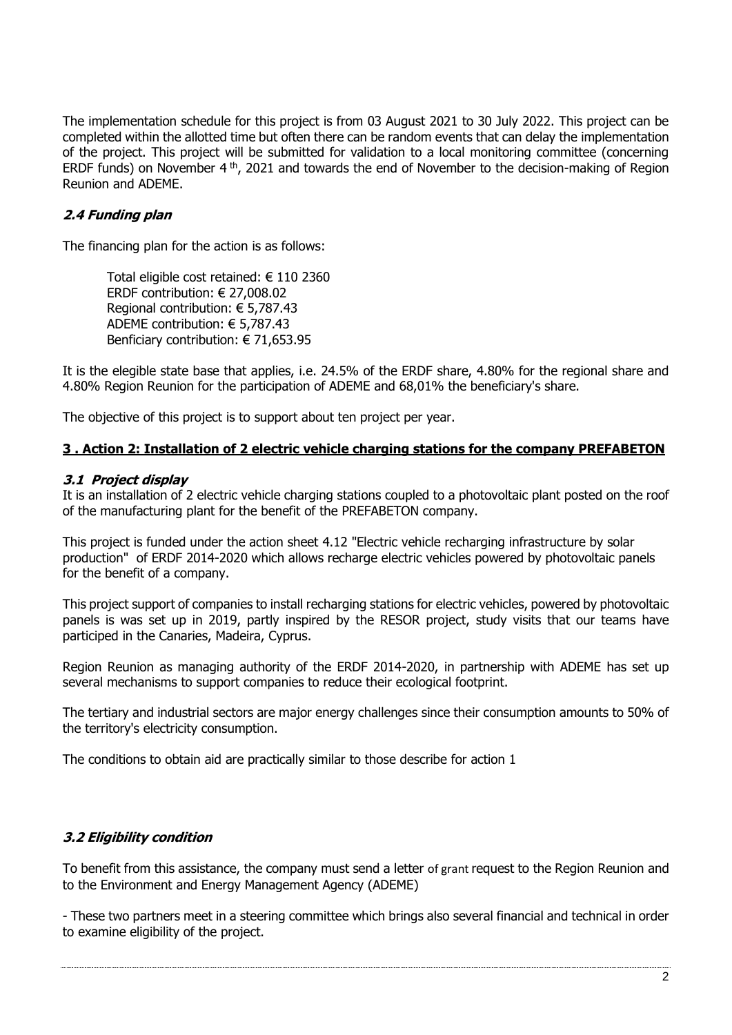The implementation schedule for this project is from 03 August 2021 to 30 July 2022. This project can be completed within the allotted time but often there can be random events that can delay the implementation of the project. This project will be submitted for validation to a local monitoring committee (concerning ERDF funds) on November 4 th, 2021 and towards the end of November to the decision-making of Region Reunion and ADEME.

### *2.4 Funding plan*

The financing plan for the action is as follows:

> Total eligible cost retained: € 110 2360
> ERDF contribution: € 27,008.02
> Regional contribution: € 5,787.43
> ADEME contribution: € 5,787.43
> Benficiary contribution: € 71,653.95

It is the elegible state base that applies, i.e. 24.5% of the ERDF share, 4.80% for the regional share and 4.80% Region Reunion for the participation of ADEME and 68,01% the beneficiary's share.

The objective of this project is to support about ten project per year.

## 3 . Action 2: Installation of 2 electric vehicle charging stations for the company PREFABETON

### *3.1 Project display*

It is an installation of 2 electric vehicle charging stations coupled to a photovoltaic plant posted on the roof of the manufacturing plant for the benefit of the PREFABETON company.

This project is funded under the action sheet 4.12 "Electric vehicle recharging infrastructure by solar production" of ERDF 2014-2020 which allows recharge electric vehicles powered by photovoltaic panels for the benefit of a company.

This project support of companies to install recharging stations for electric vehicles, powered by photovoltaic panels is was set up in 2019, partly inspired by the RESOR project, study visits that our teams have participed in the Canaries, Madeira, Cyprus.

Region Reunion as managing authority of the ERDF 2014-2020, in partnership with ADEME has set up several mechanisms to support companies to reduce their ecological footprint.

The tertiary and industrial sectors are major energy challenges since their consumption amounts to 50% of the territory's electricity consumption.

The conditions to obtain aid are practically similar to those describe for action 1

### *3.2 Eligibility condition*

To benefit from this assistance, the company must send a letter of grant request to the Region Reunion and to the Environment and Energy Management Agency (ADEME)

- These two partners meet in a steering committee which brings also several financial and technical in order to examine eligibility of the project.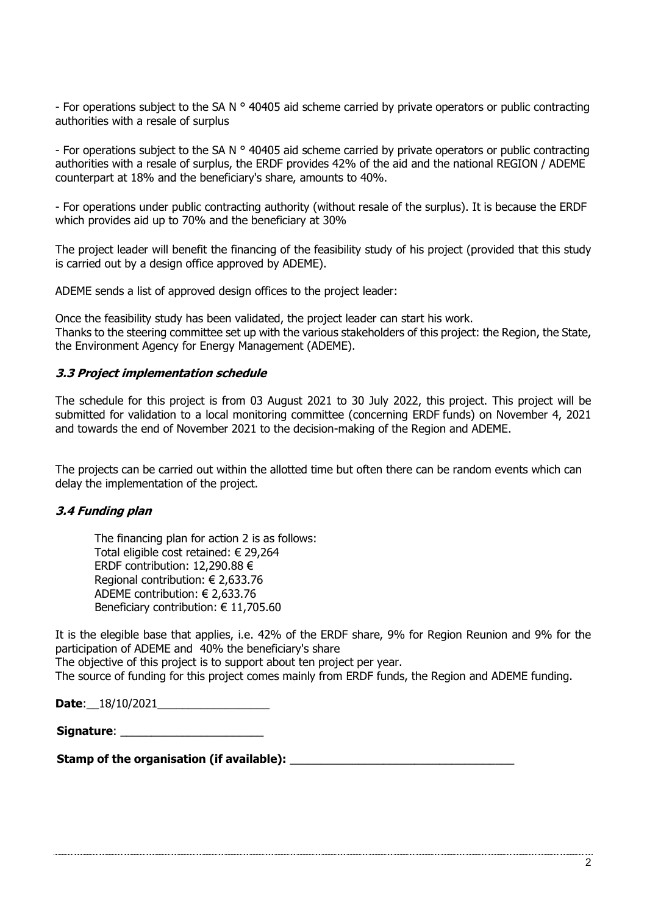- For operations subject to the SA N ° 40405 aid scheme carried by private operators or public contracting authorities with a resale of surplus

- For operations subject to the SA N ° 40405 aid scheme carried by private operators or public contracting authorities with a resale of surplus, the ERDF provides 42% of the aid and the national REGION / ADEME counterpart at 18% and the beneficiary's share, amounts to 40%.

- For operations under public contracting authority (without resale of the surplus). It is because the ERDF which provides aid up to 70% and the beneficiary at 30%

The project leader will benefit the financing of the feasibility study of his project (provided that this study is carried out by a design office approved by ADEME).

ADEME sends a list of approved design offices to the project leader:

Once the feasibility study has been validated, the project leader can start his work.
Thanks to the steering committee set up with the various stakeholders of this project: the Region, the State, the Environment Agency for Energy Management (ADEME).

### *3.3 Project implementation schedule*

The schedule for this project is from 03 August 2021 to 30 July 2022, this project. This project will be submitted for validation to a local monitoring committee (concerning ERDF funds) on November 4, 2021 and towards the end of November 2021 to the decision-making of the Region and ADEME.

The projects can be carried out within the allotted time but often there can be random events which can delay the implementation of the project.

### *3.4 Funding plan*

The financing plan for action 2 is as follows:
Total eligible cost retained: € 29,264
ERDF contribution: 12,290.88 €
Regional contribution: € 2,633.76
ADEME contribution: € 2,633.76
Beneficiary contribution: € 11,705.60

It is the elegible base that applies, i.e. 42% of the ERDF share, 9% for Region Reunion and 9% for the participation of ADEME and 40% the beneficiary's share
The objective of this project is to support about ten project per year.
The source of funding for this project comes mainly from ERDF funds, the Region and ADEME funding.

**Date**:__18/10/2021__________________

**Signature**: _______________________

**Stamp of the organisation (if available):** ___________________________________